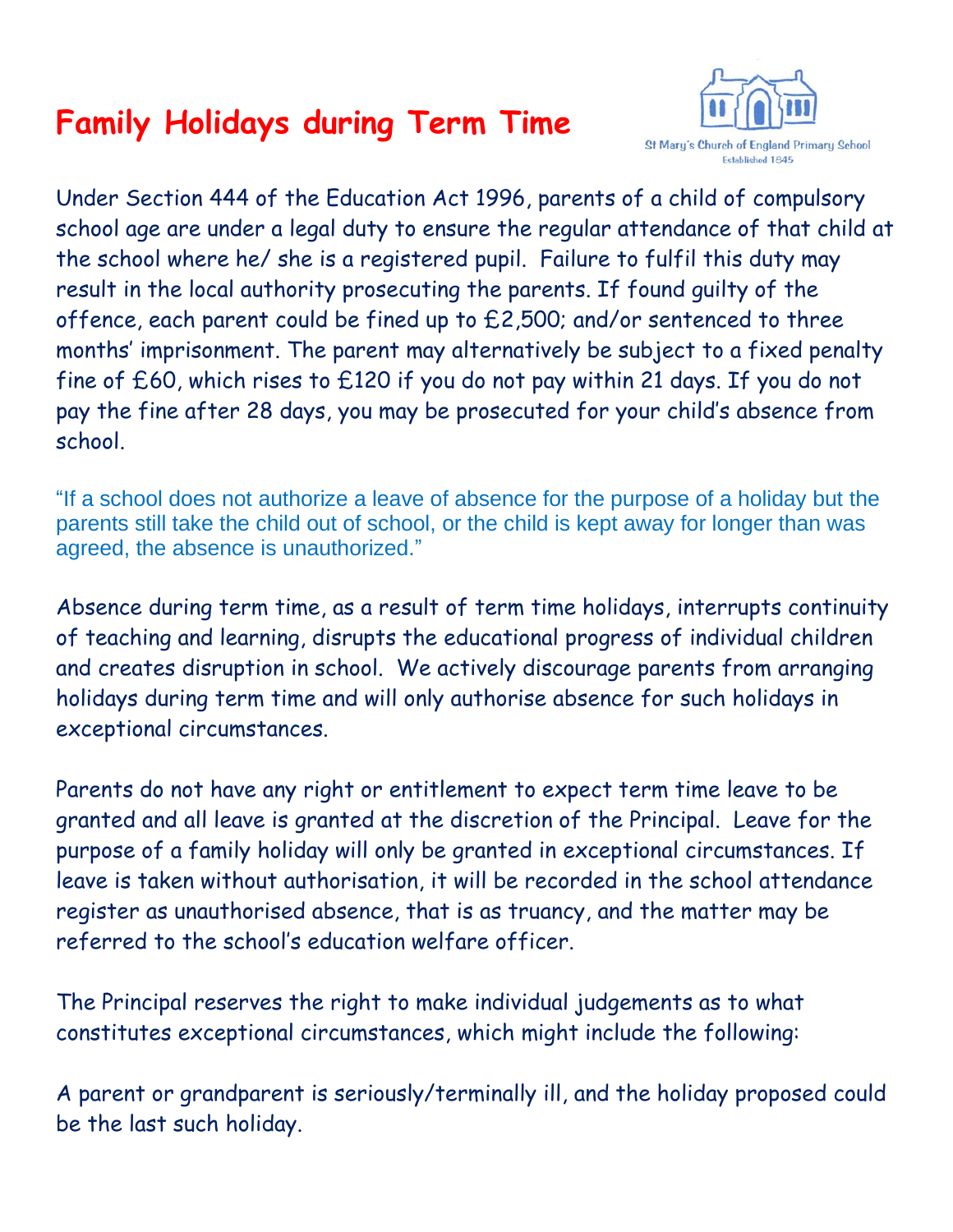# Family Holidays during Term Time

St Mary's Church of England Primary School
Established 1845

Under Section 444 of the Education Act 1996, parents of a child of compulsory school age are under a legal duty to ensure the regular attendance of that child at the school where he/ she is a registered pupil. Failure to fulfil this duty may result in the local authority prosecuting the parents. If found guilty of the offence, each parent could be fined up to £2,500; and/or sentenced to three months' imprisonment. The parent may alternatively be subject to a fixed penalty fine of £60, which rises to £120 if you do not pay within 21 days. If you do not pay the fine after 28 days, you may be prosecuted for your child's absence from school.

"If a school does not authorize a leave of absence for the purpose of a holiday but the parents still take the child out of school, or the child is kept away for longer than was agreed, the absence is unauthorized."

Absence during term time, as a result of term time holidays, interrupts continuity of teaching and learning, disrupts the educational progress of individual children and creates disruption in school. We actively discourage parents from arranging holidays during term time and will only authorise absence for such holidays in exceptional circumstances.

Parents do not have any right or entitlement to expect term time leave to be granted and all leave is granted at the discretion of the Principal. Leave for the purpose of a family holiday will only be granted in exceptional circumstances. If leave is taken without authorisation, it will be recorded in the school attendance register as unauthorised absence, that is as truancy, and the matter may be referred to the school's education welfare officer.

The Principal reserves the right to make individual judgements as to what constitutes exceptional circumstances, which might include the following:

A parent or grandparent is seriously/terminally ill, and the holiday proposed could be the last such holiday.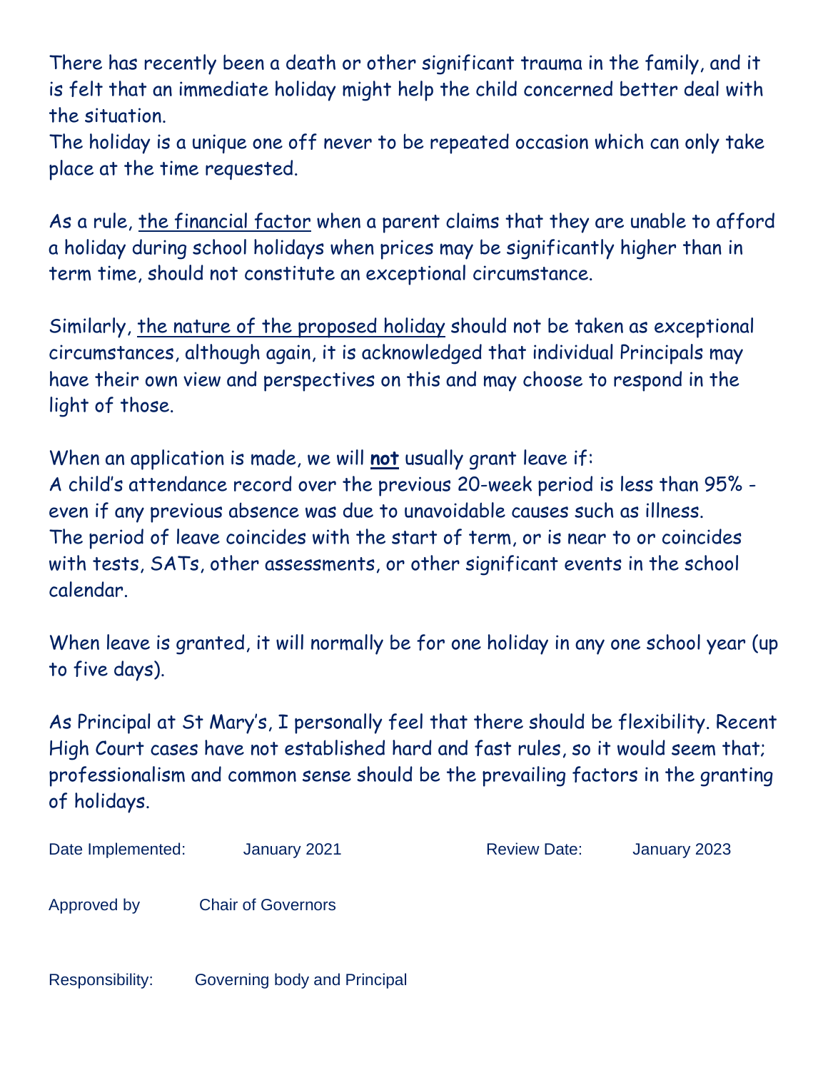There has recently been a death or other significant trauma in the family, and it is felt that an immediate holiday might help the child concerned better deal with the situation.
The holiday is a unique one off never to be repeated occasion which can only take place at the time requested.

As a rule, <u>the financial factor</u> when a parent claims that they are unable to afford a holiday during school holidays when prices may be significantly higher than in term time, should not constitute an exceptional circumstance.

Similarly, <u>the nature of the proposed holiday</u> should not be taken as exceptional circumstances, although again, it is acknowledged that individual Principals may have their own view and perspectives on this and may choose to respond in the light of those.

When an application is made, we will **<u>not</u>** usually grant leave if:
A child's attendance record over the previous 20-week period is less than 95% - even if any previous absence was due to unavoidable causes such as illness.
The period of leave coincides with the start of term, or is near to or coincides with tests, SATs, other assessments, or other significant events in the school calendar.

When leave is granted, it will normally be for one holiday in any one school year (up to five days).

As Principal at St Mary's, I personally feel that there should be flexibility. Recent High Court cases have not established hard and fast rules, so it would seem that; professionalism and common sense should be the prevailing factors in the granting of holidays.

Date Implemented: January 2021 Review Date: January 2023

Approved by Chair of Governors

Responsibility: Governing body and Principal